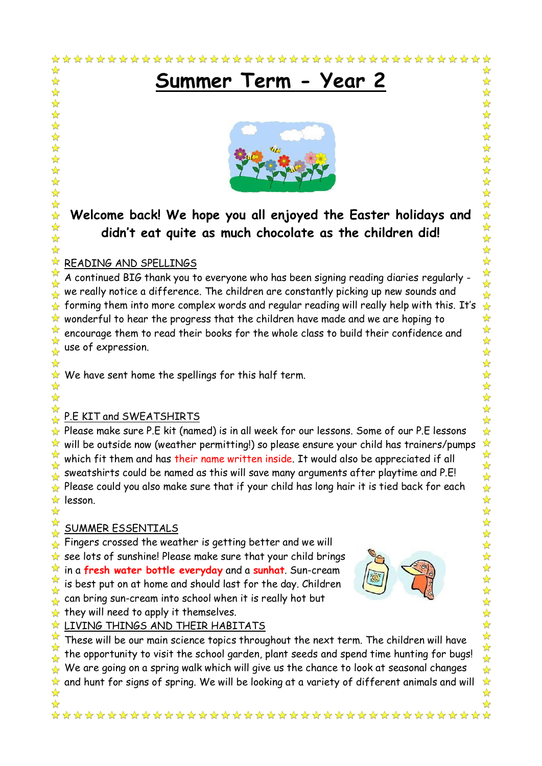# Summer Term - Year 2

**Welcome back! We hope you all enjoyed the Easter holidays and didn't eat quite as much chocolate as the children did!**

READING AND SPELLINGS

A continued BIG thank you to everyone who has been signing reading diaries regularly - we really notice a difference. The children are constantly picking up new sounds and forming them into more complex words and regular reading will really help with this. It's wonderful to hear the progress that the children have made and we are hoping to encourage them to read their books for the whole class to build their confidence and use of expression.

We have sent home the spellings for this half term.

P.E KIT and SWEATSHIRTS

Please make sure P.E kit (named) is in all week for our lessons. Some of our P.E lessons will be outside now (weather permitting!) so please ensure your child has trainers/pumps which fit them and has their name written inside. It would also be appreciated if all sweatshirts could be named as this will save many arguments after playtime and P.E! Please could you also make sure that if your child has long hair it is tied back for each lesson.

SUMMER ESSENTIALS

Fingers crossed the weather is getting better and we will see lots of sunshine! Please make sure that your child brings in a **fresh water bottle everyday** and a **sunhat**. Sun-cream is best put on at home and should last for the day. Children can bring sun-cream into school when it is really hot but they will need to apply it themselves.

LIVING THINGS AND THEIR HABITATS

These will be our main science topics throughout the next term. The children will have the opportunity to visit the school garden, plant seeds and spend time hunting for bugs! We are going on a spring walk which will give us the chance to look at seasonal changes and hunt for signs of spring. We will be looking at a variety of different animals and will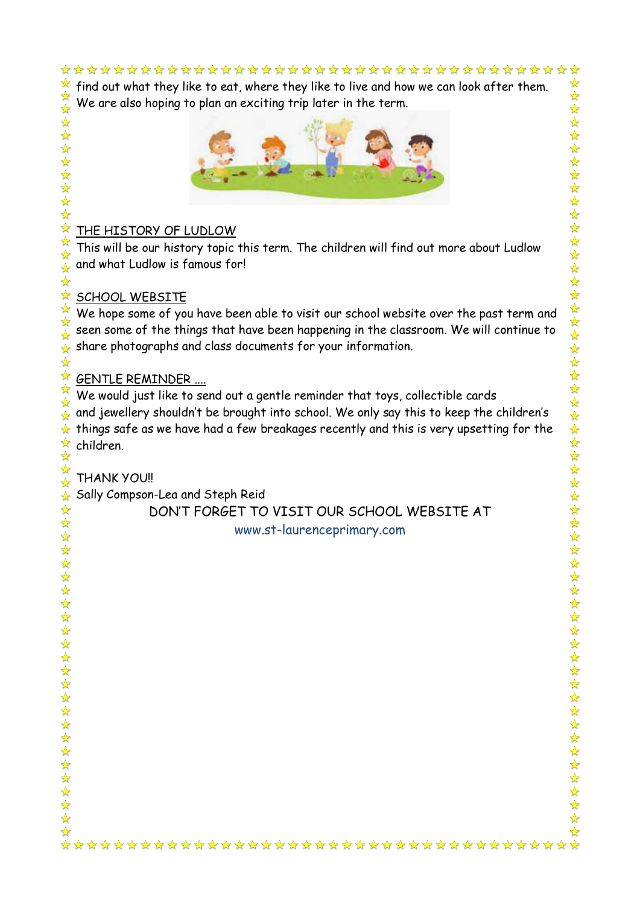find out what they like to eat, where they like to live and how we can look after them. We are also hoping to plan an exciting trip later in the term.

## THE HISTORY OF LUDLOW

This will be our history topic this term. The children will find out more about Ludlow and what Ludlow is famous for!

## SCHOOL WEBSITE

We hope some of you have been able to visit our school website over the past term and seen some of the things that have been happening in the classroom. We will continue to share photographs and class documents for your information.

## GENTLE REMINDER ....

We would just like to send out a gentle reminder that toys, collectible cards and jewellery shouldn't be brought into school. We only say this to keep the children's things safe as we have had a few breakages recently and this is very upsetting for the children.

THANK YOU!!

Sally Compson-Lea and Steph Reid

DON'T FORGET TO VISIT OUR SCHOOL WEBSITE AT

www.st-laurenceprimary.com